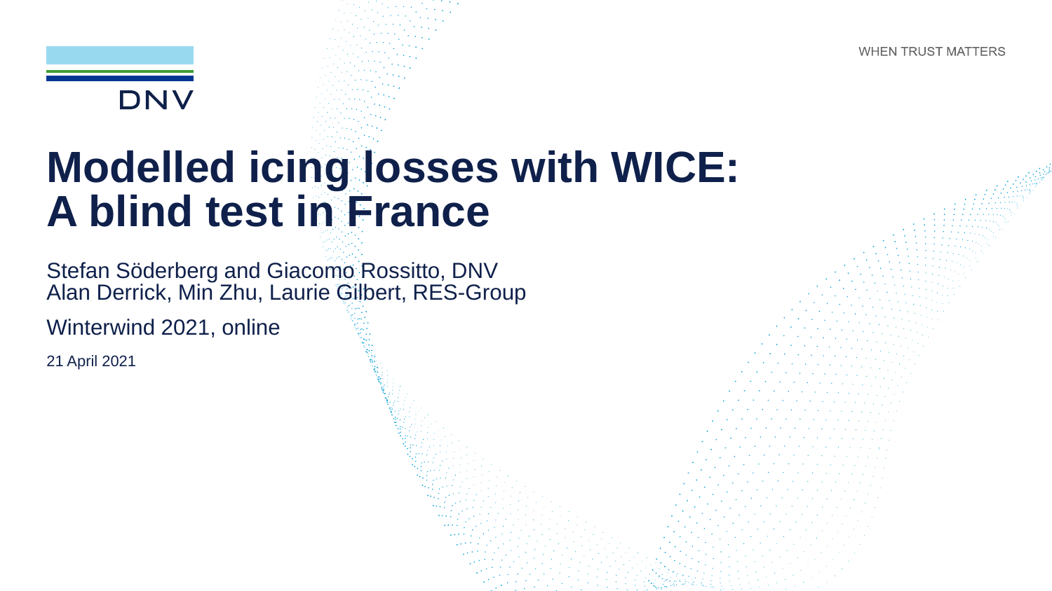DNV

WHEN TRUST MATTERS

# Modelled icing losses with WICE: A blind test in France

Stefan Söderberg and Giacomo Rossitto, DNV
Alan Derrick, Min Zhu, Laurie Gilbert, RES-Group

Winterwind 2021, online

21 April 2021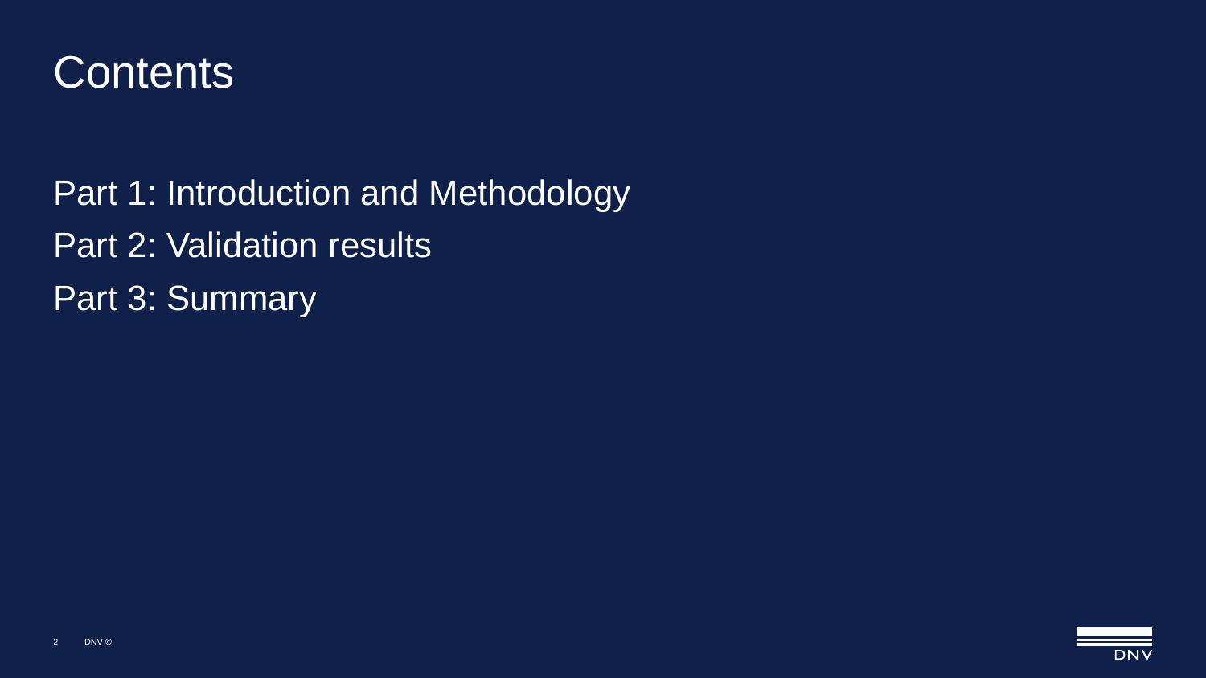# Contents

Part 1: Introduction and Methodology

Part 2: Validation results

Part 3: Summary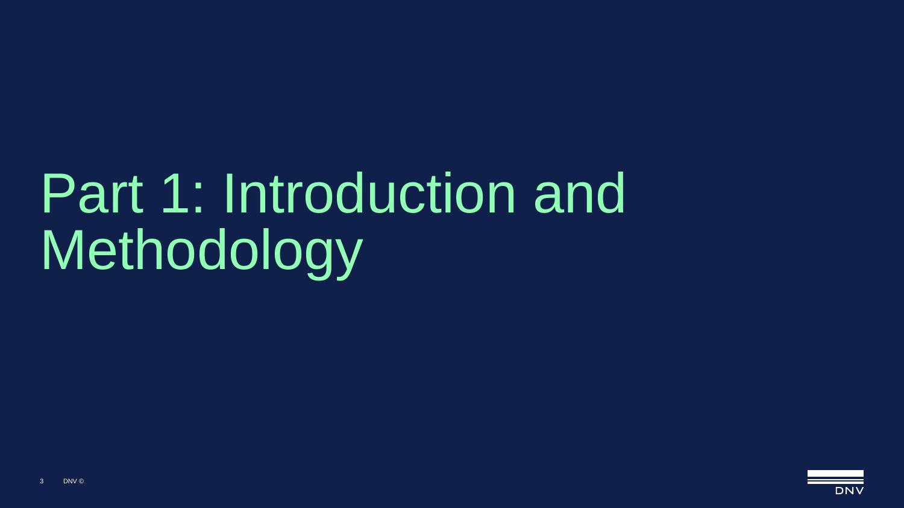# Part 1: Introduction and Methodology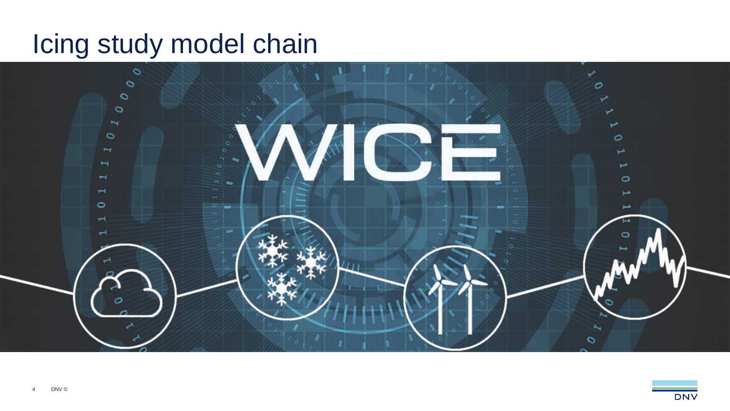# Icing study model chain

WICE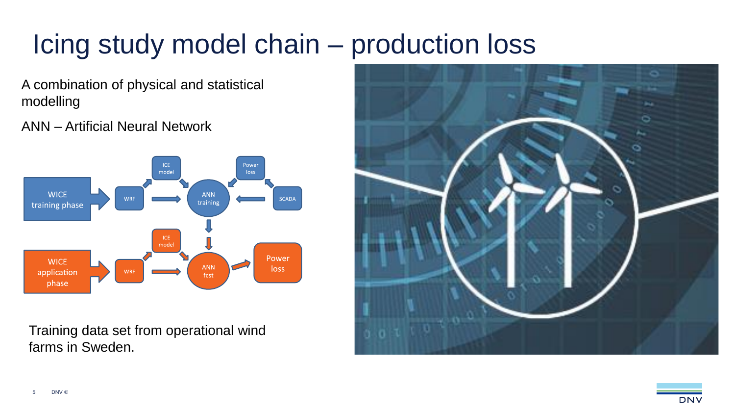# Icing study model chain – production loss

A combination of physical and statistical modelling

ANN – Artificial Neural Network

WICE training phase → WRF → ICE model → ANN training ← Power loss ← SCADA

WICE application phase → WRF → ICE model → ANN fcst → Power loss

Training data set from operational wind farms in Sweden.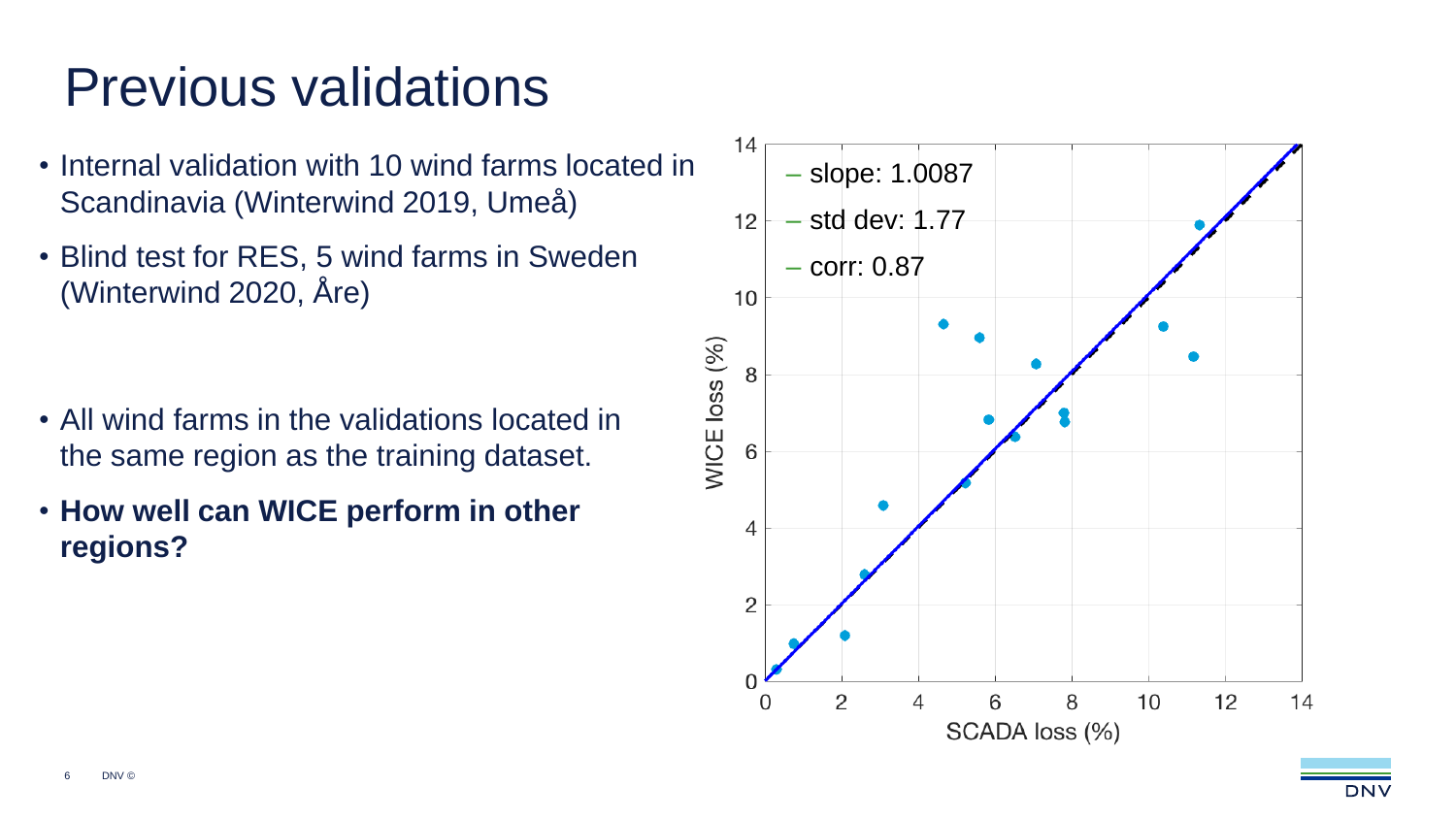# Previous validations

- Internal validation with 10 wind farms located in Scandinavia (Winterwind 2019, Umeå)
- Blind test for RES, 5 wind farms in Sweden (Winterwind 2020, Åre)

- All wind farms in the validations located in the same region as the training dataset.
- **How well can WICE perform in other regions?**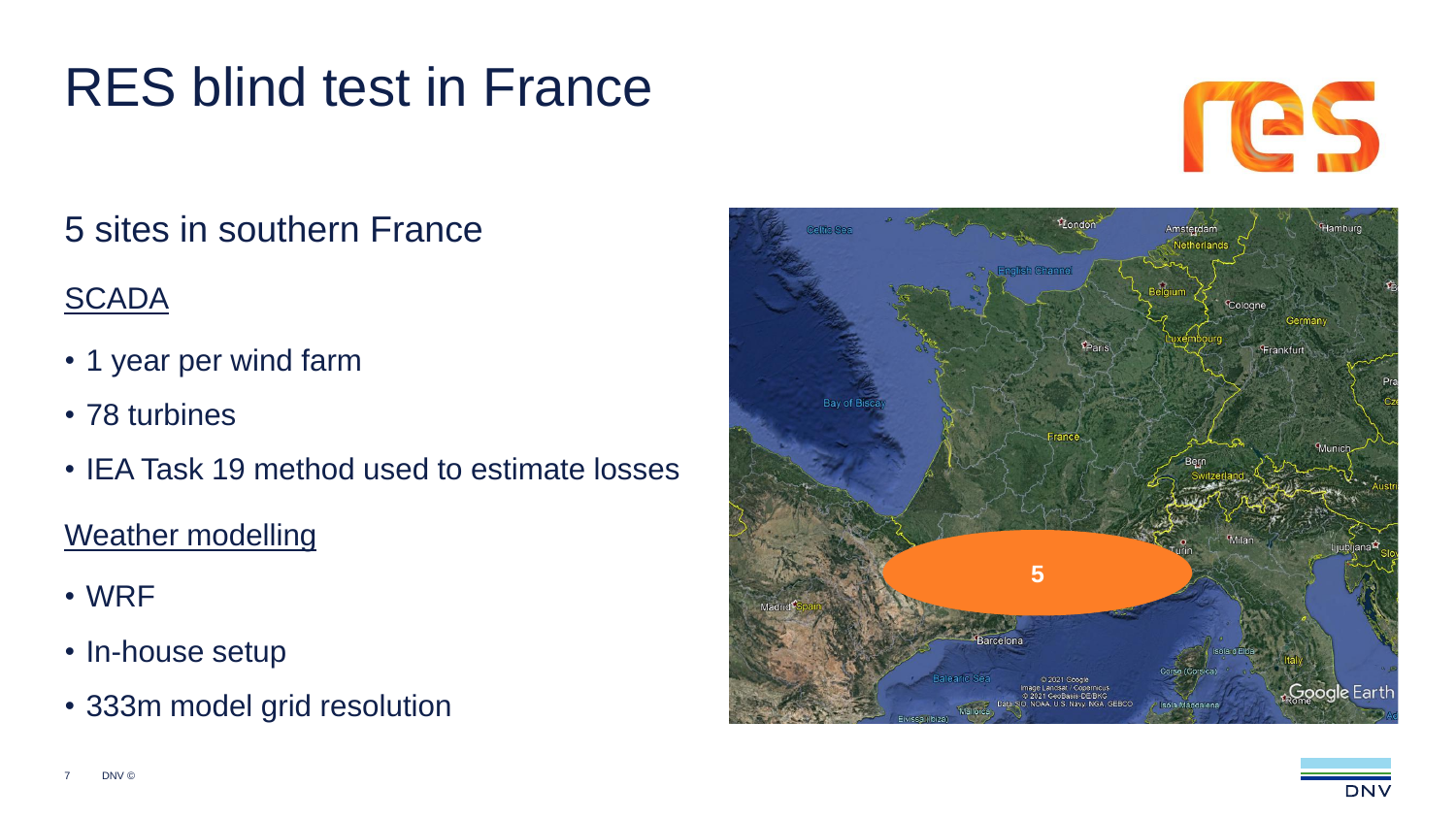# RES blind test in France

## 5 sites in southern France

### SCADA

- 1 year per wind farm
- 78 turbines
- IEA Task 19 method used to estimate losses

### Weather modelling

- WRF
- In-house setup
- 333m model grid resolution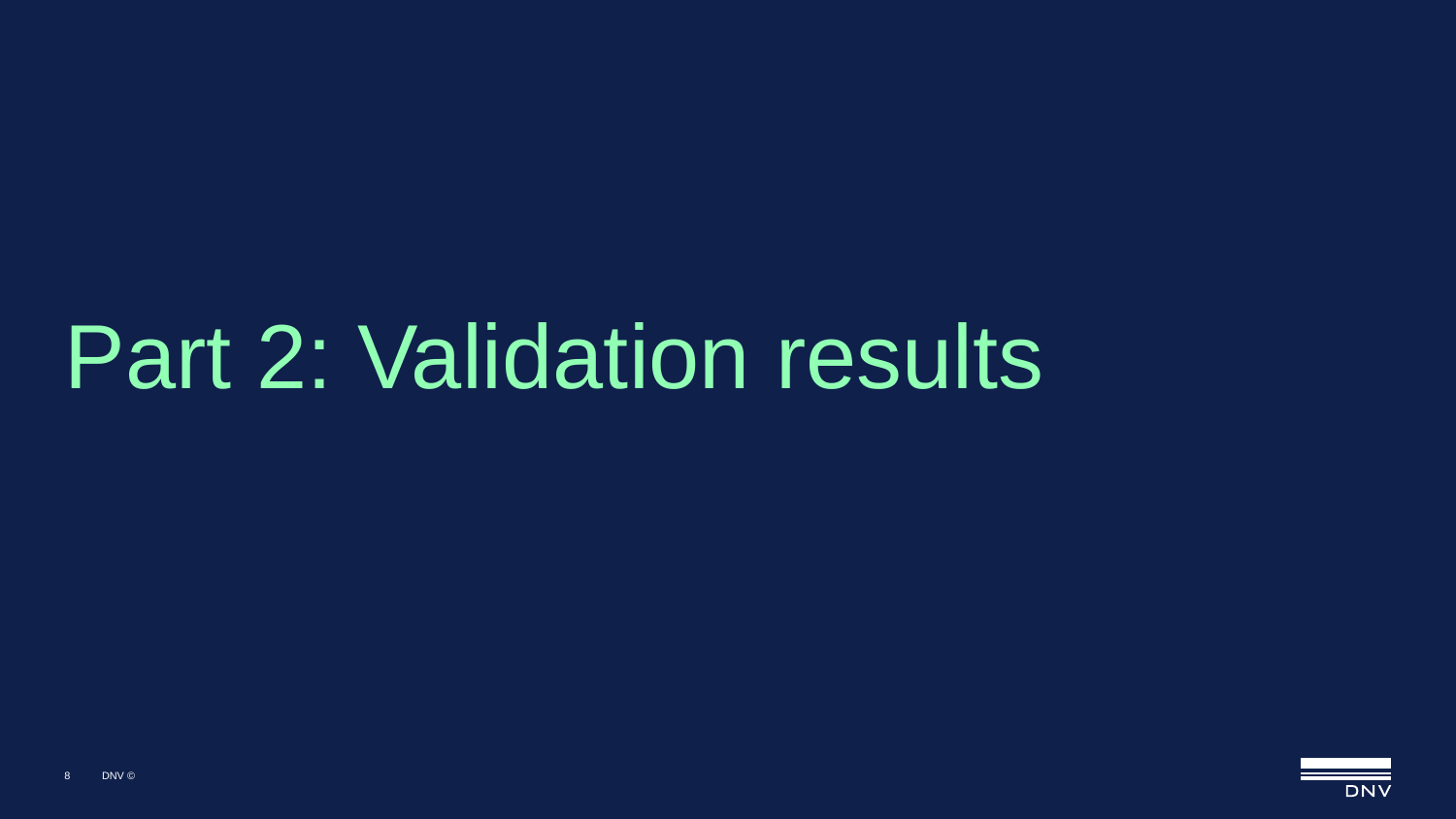# Part 2: Validation results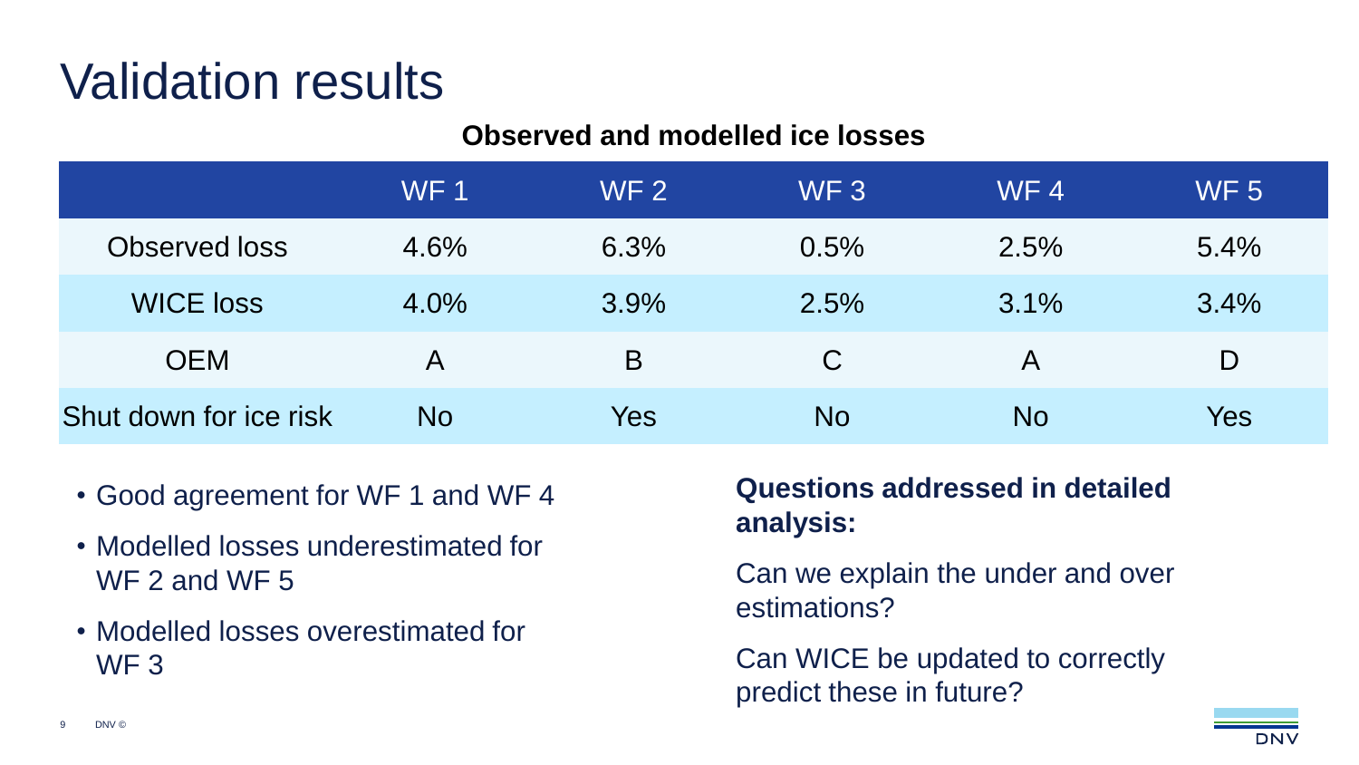# Validation results

**Observed and modelled ice losses**

| | WF 1 | WF 2 | WF 3 | WF 4 | WF 5 |
|---|---|---|---|---|---|
| Observed loss | 4.6% | 6.3% | 0.5% | 2.5% | 5.4% |
| WICE loss | 4.0% | 3.9% | 2.5% | 3.1% | 3.4% |
| OEM | A | B | C | A | D |
| Shut down for ice risk | No | Yes | No | No | Yes |

- Good agreement for WF 1 and WF 4
- Modelled losses underestimated for WF 2 and WF 5
- Modelled losses overestimated for WF 3

**Questions addressed in detailed analysis:**

Can we explain the under and over estimations?

Can WICE be updated to correctly predict these in future?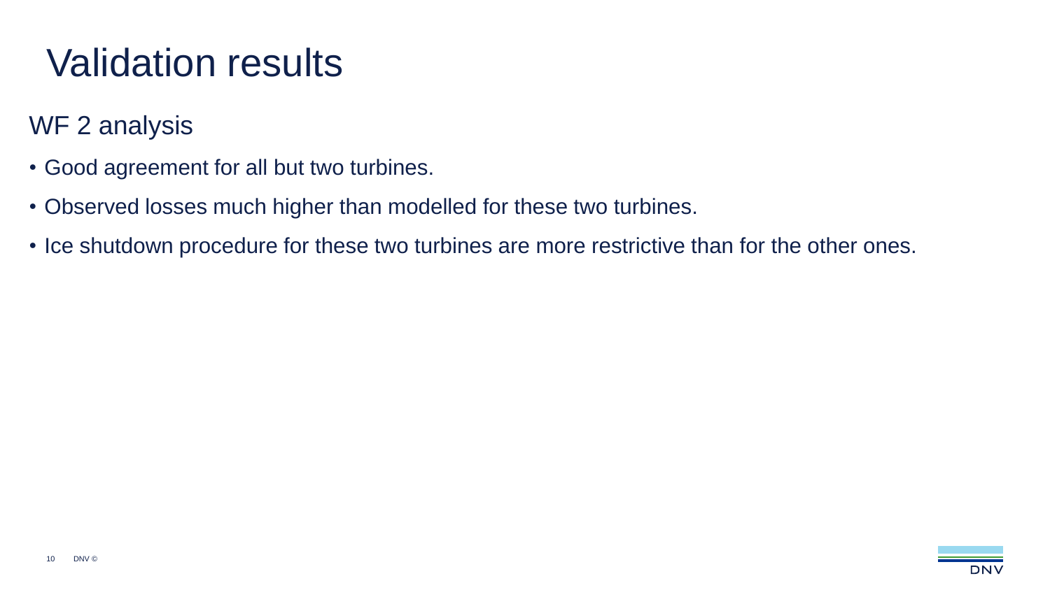# Validation results

## WF 2 analysis

- Good agreement for all but two turbines.
- Observed losses much higher than modelled for these two turbines.
- Ice shutdown procedure for these two turbines are more restrictive than for the other ones.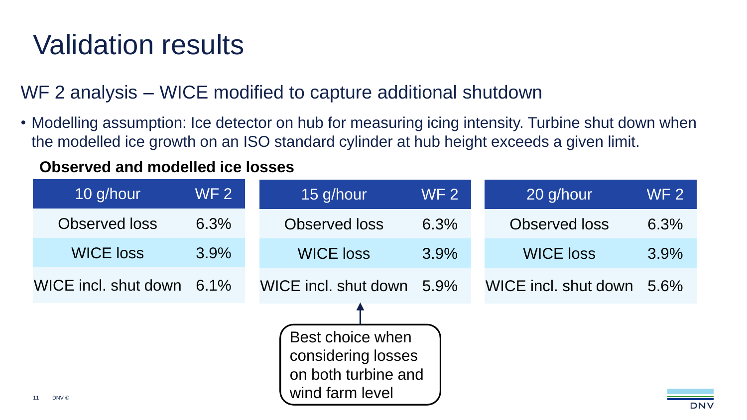# Validation results

## WF 2 analysis – WICE modified to capture additional shutdown

- Modelling assumption: Ice detector on hub for measuring icing intensity. Turbine shut down when the modelled ice growth on an ISO standard cylinder at hub height exceeds a given limit.

**Observed and modelled ice losses**

| 10 g/hour | WF 2 |
|---|---|
| Observed loss | 6.3% |
| WICE loss | 3.9% |
| WICE incl. shut down | 6.1% |

| 15 g/hour | WF 2 |
|---|---|
| Observed loss | 6.3% |
| WICE loss | 3.9% |
| WICE incl. shut down | 5.9% |

| 20 g/hour | WF 2 |
|---|---|
| Observed loss | 6.3% |
| WICE loss | 3.9% |
| WICE incl. shut down | 5.6% |

Best choice when considering losses on both turbine and wind farm level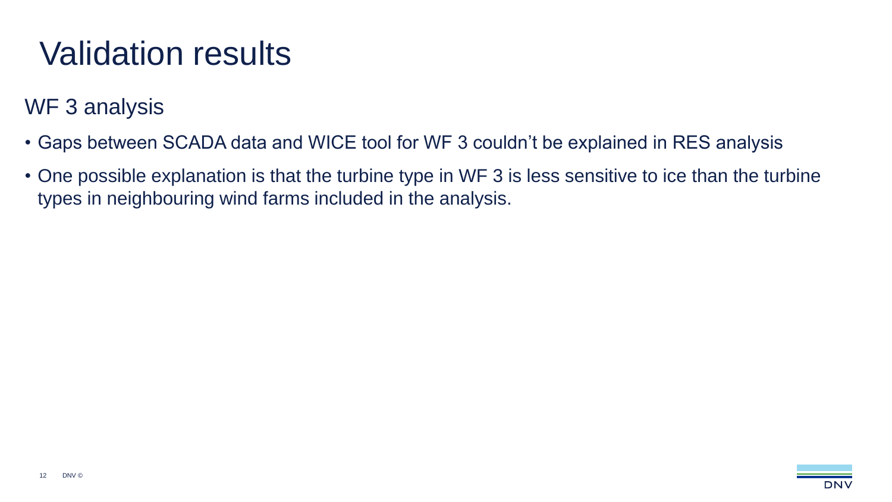# Validation results

## WF 3 analysis

- Gaps between SCADA data and WICE tool for WF 3 couldn't be explained in RES analysis
- One possible explanation is that the turbine type in WF 3 is less sensitive to ice than the turbine types in neighbouring wind farms included in the analysis.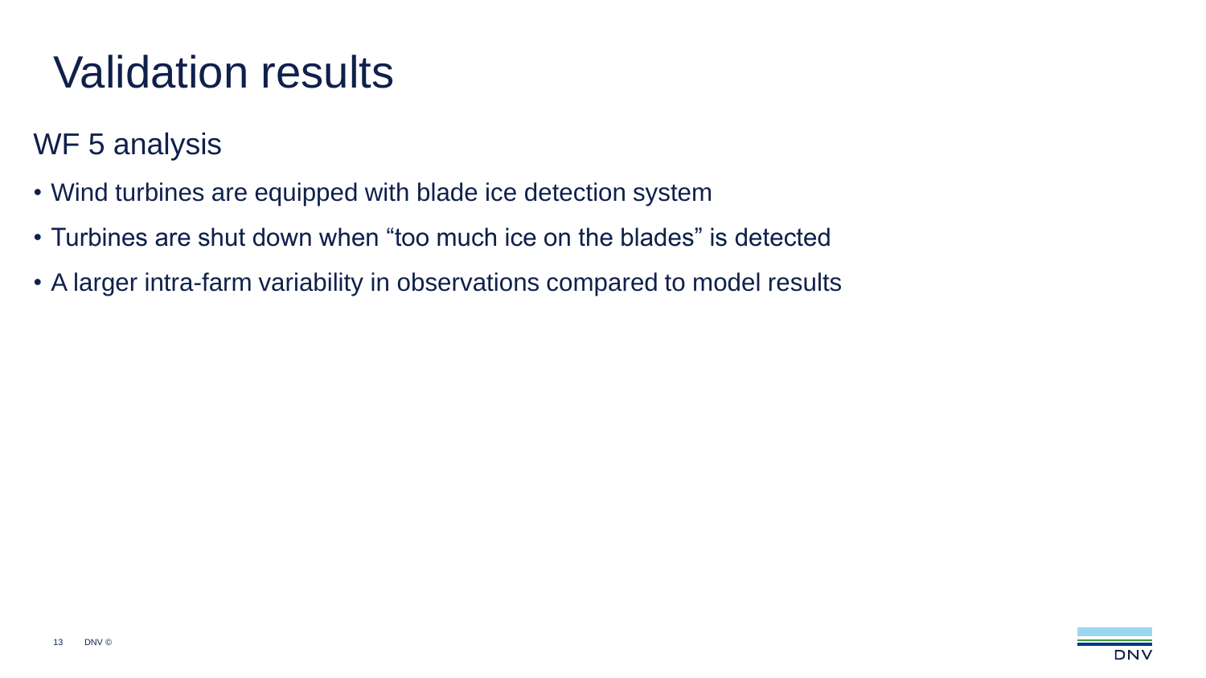# Validation results

## WF 5 analysis

- Wind turbines are equipped with blade ice detection system
- Turbines are shut down when “too much ice on the blades” is detected
- A larger intra-farm variability in observations compared to model results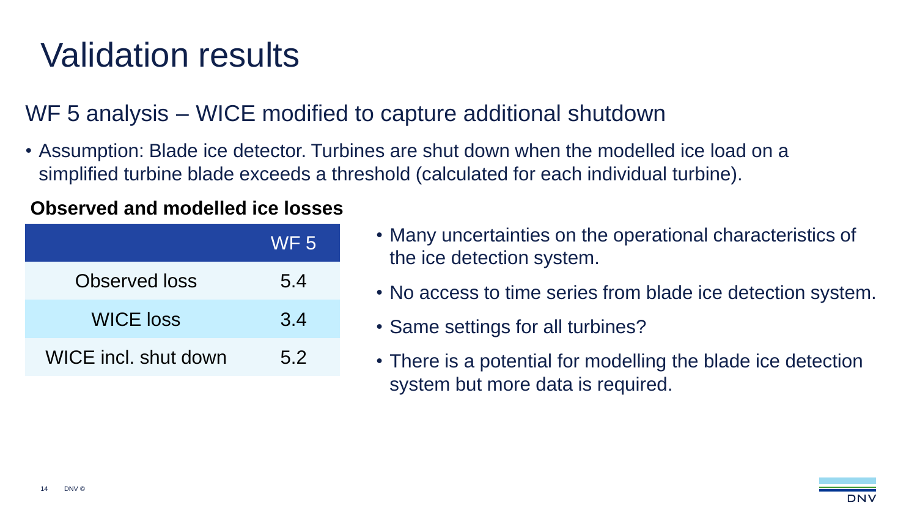# Validation results

## WF 5 analysis – WICE modified to capture additional shutdown

- Assumption: Blade ice detector. Turbines are shut down when the modelled ice load on a simplified turbine blade exceeds a threshold (calculated for each individual turbine).

**Observed and modelled ice losses**

| | WF 5 |
|---|---|
| Observed loss | 5.4 |
| WICE loss | 3.4 |
| WICE incl. shut down | 5.2 |

- Many uncertainties on the operational characteristics of the ice detection system.
- No access to time series from blade ice detection system.
- Same settings for all turbines?
- There is a potential for modelling the blade ice detection system but more data is required.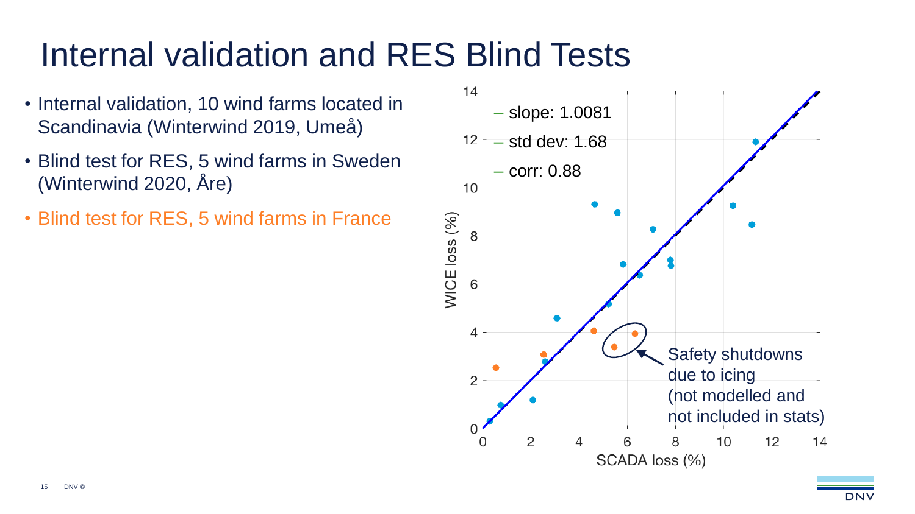# Internal validation and RES Blind Tests

- Internal validation, 10 wind farms located in Scandinavia (Winterwind 2019, Umeå)
- Blind test for RES, 5 wind farms in Sweden (Winterwind 2020, Åre)
- Blind test for RES, 5 wind farms in France

– slope: 1.0081

– std dev: 1.68

– corr: 0.88

Safety shutdowns due to icing (not modelled and not included in stats)

WICE loss (%)

SCADA loss (%)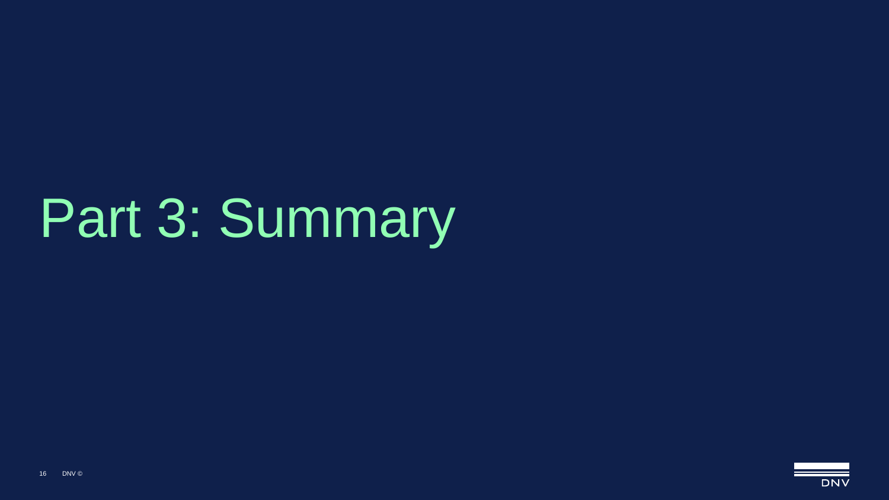# Part 3: Summary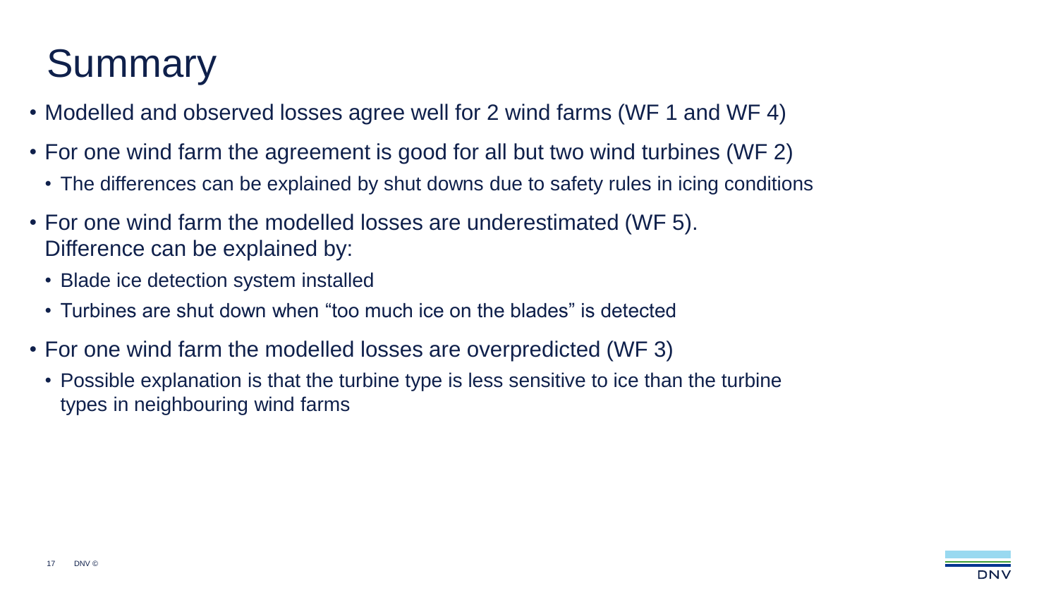# Summary

- Modelled and observed losses agree well for 2 wind farms (WF 1 and WF 4)
- For one wind farm the agreement is good for all but two wind turbines (WF 2)
  - The differences can be explained by shut downs due to safety rules in icing conditions
- For one wind farm the modelled losses are underestimated (WF 5). Difference can be explained by:
  - Blade ice detection system installed
  - Turbines are shut down when "too much ice on the blades" is detected
- For one wind farm the modelled losses are overpredicted (WF 3)
  - Possible explanation is that the turbine type is less sensitive to ice than the turbine types in neighbouring wind farms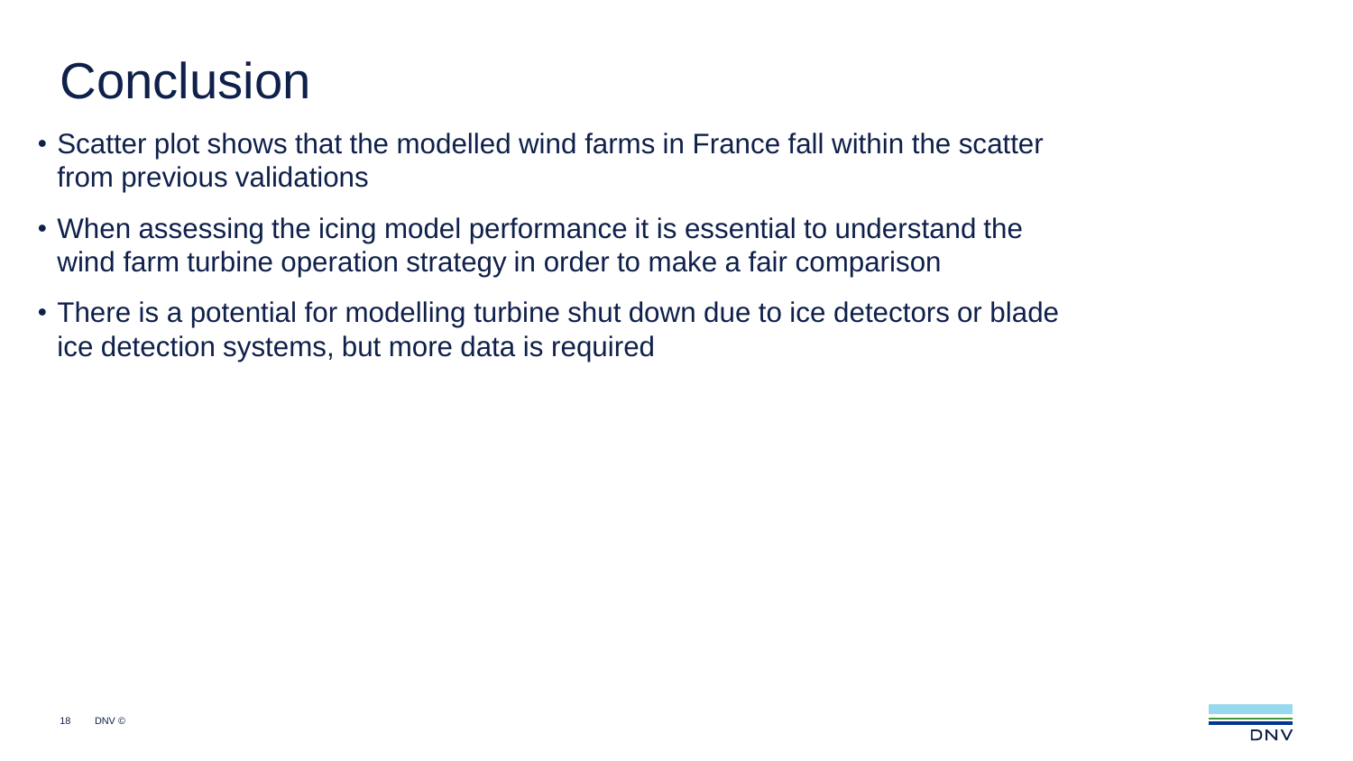# Conclusion

- Scatter plot shows that the modelled wind farms in France fall within the scatter from previous validations
- When assessing the icing model performance it is essential to understand the wind farm turbine operation strategy in order to make a fair comparison
- There is a potential for modelling turbine shut down due to ice detectors or blade ice detection systems, but more data is required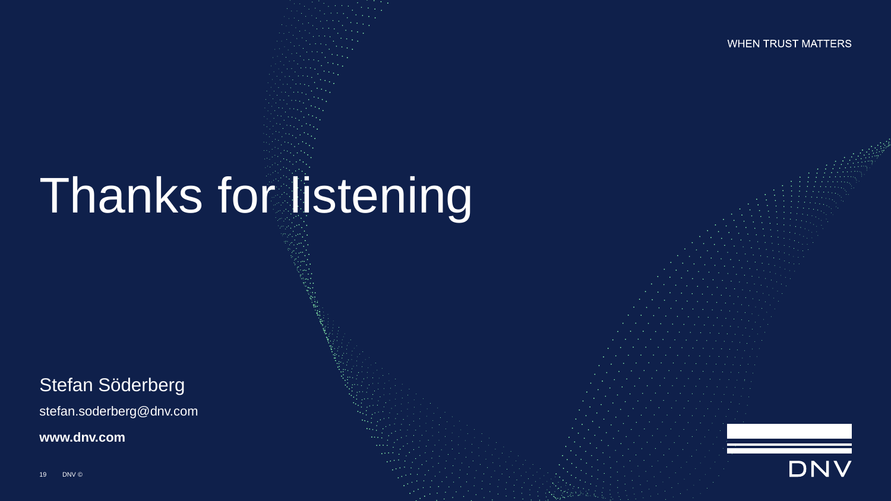WHEN TRUST MATTERS

# Thanks for listening

Stefan Söderberg

stefan.soderberg@dnv.com

**www.dnv.com**

DNV